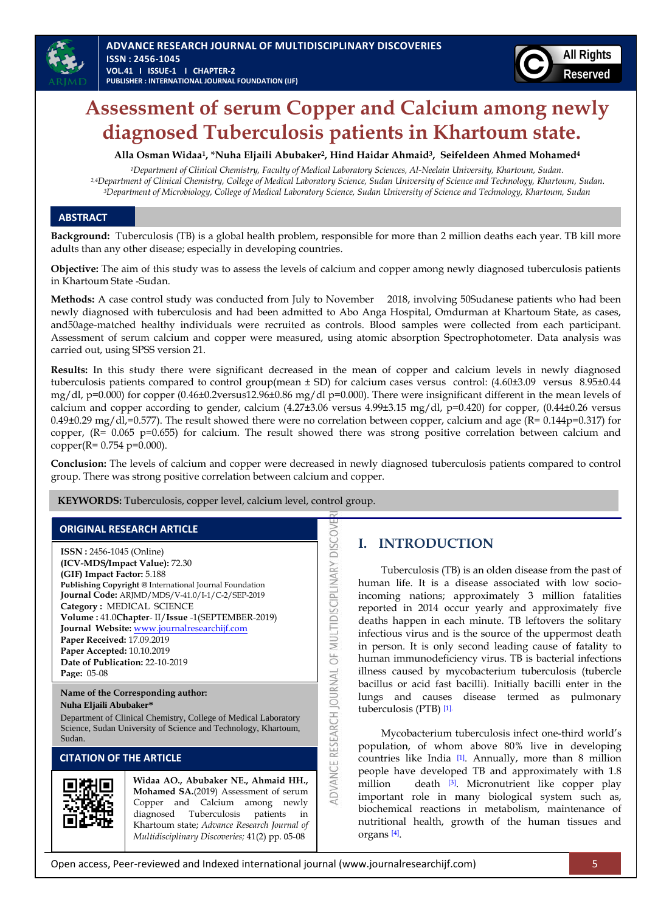# Assessment of serum Copper and Calcium among newly diagnosed Tuberculosis patients in Khartoum state.

**Alla Osman Widaa[1], *Nuha Eljaili Abubaker[2], Hind Haidar Ahmaid[3], Seifeldeen Ahmed Mohamed[4]**

*[1]Department of Clinical Chemistry, Faculty of Medical Laboratory Sciences, Al-Neelain University, Khartoum, Sudan.*
*[2,4]Department of Clinical Chemistry, College of Medical Laboratory Science, Sudan University of Science and Technology, Khartoum, Sudan.*
*[3]Department of Microbiology, College of Medical Laboratory Science, Sudan University of Science and Technology, Khartoum, Sudan*

## ABSTRACT

**Background:** Tuberculosis (TB) is a global health problem, responsible for more than 2 million deaths each year. TB kill more adults than any other disease; especially in developing countries.

**Objective:** The aim of this study was to assess the levels of calcium and copper among newly diagnosed tuberculosis patients in Khartoum State -Sudan.

**Methods:** A case control study was conducted from July to November 2018, involving 50Sudanese patients who had been newly diagnosed with tuberculosis and had been admitted to Abo Anga Hospital, Omdurman at Khartoum State, as cases, and50age-matched healthy individuals were recruited as controls. Blood samples were collected from each participant. Assessment of serum calcium and copper were measured, using atomic absorption Spectrophotometer. Data analysis was carried out, using SPSS version 21.

**Results:** In this study there were significant decreased in the mean of copper and calcium levels in newly diagnosed tuberculosis patients compared to control group(mean ± SD) for calcium cases versus control: (4.60±3.09 versus 8.95±0.44 mg/dl, p=0.000) for copper (0.46±0.2versus12.96±0.86 mg/dl p=0.000). There were insignificant different in the mean levels of calcium and copper according to gender, calcium (4.27±3.06 versus 4.99±3.15 mg/dl, p=0.420) for copper, (0.44±0.26 versus 0.49±0.29 mg/dl,=0.577). The result showed there were no correlation between copper, calcium and age (R= 0.144p=0.317) for copper, (R= 0.065 p=0.655) for calcium. The result showed there was strong positive correlation between calcium and copper(R= 0.754 p=0.000).

**Conclusion:** The levels of calcium and copper were decreased in newly diagnosed tuberculosis patients compared to control group. There was strong positive correlation between calcium and copper.

**KEYWORDS:** Tuberculosis, copper level, calcium level, control group.

## ORIGINAL RESEARCH ARTICLE

**ISSN :** 2456-1045 (Online)
**(ICV-MDS/Impact Value):** 72.30
**(GIF) Impact Factor:** 5.188
**Publishing Copyright @** International Journal Foundation
**Journal Code:** ARJMD/MDS/V-41.0/I-1/C-2/SEP-2019
**Category :** MEDICAL SCIENCE
**Volume :** 41.0**Chapter**- II/**Issue** -1(SEPTEMBER-2019)
**Journal Website:** www.journalresearchijf.com
**Paper Received:** 17.09.2019
**Paper Accepted:** 10.10.2019
**Date of Publication:** 22-10-2019
**Page:** 05-08

**Name of the Corresponding author:**
**Nuha Eljaili Abubaker***
Department of Clinical Chemistry, College of Medical Laboratory Science, Sudan University of Science and Technology, Khartoum, Sudan.

## CITATION OF THE ARTICLE

**Widaa AO., Abubaker NE., Ahmaid HH., Mohamed SA.**(2019) Assessment of serum Copper and Calcium among newly diagnosed Tuberculosis patients in Khartoum state; *Advance Research Journal of Multidisciplinary Discoveries;* 41(2) pp. 05-08

## I. INTRODUCTION

Tuberculosis (TB) is an olden disease from the past of human life. It is a disease associated with low socio-incoming nations; approximately 3 million fatalities reported in 2014 occur yearly and approximately five deaths happen in each minute. TB leftovers the solitary infectious virus and is the source of the uppermost death in person. It is only second leading cause of fatality to human immunodeficiency virus. TB is bacterial infections illness caused by mycobacterium tuberculosis (tubercle bacillus or acid fast bacilli). Initially bacilli enter in the lungs and causes disease termed as pulmonary tuberculosis (PTB) [1].

Mycobacterium tuberculosis infect one-third world's population, of whom above 80% live in developing countries like India [1]. Annually, more than 8 million people have developed TB and approximately with 1.8 million death [3]. Micronutrient like copper play important role in many biological system such as, biochemical reactions in metabolism, maintenance of nutritional health, growth of the human tissues and organs [4].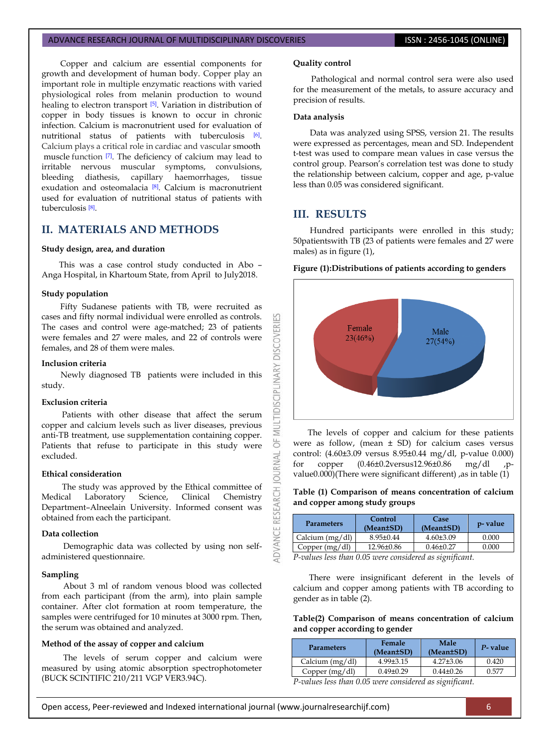Copper and calcium are essential components for growth and development of human body. Copper play an important role in multiple enzymatic reactions with varied physiological roles from melanin production to wound healing to electron transport [5]. Variation in distribution of copper in body tissues is known to occur in chronic infection. Calcium is macronutrient used for evaluation of nutritional status of patients with tuberculosis [6]. Calcium plays a critical role in cardiac and vascular smooth muscle function [7]. The deficiency of calcium may lead to irritable nervous muscular symptoms, convulsions, bleeding diathesis, capillary haemorrhages, tissue exudation and osteomalacia [8]. Calcium is macronutrient used for evaluation of nutritional status of patients with tuberculosis [8].

## II. MATERIALS AND METHODS

### Study design, area, and duration

This was a case control study conducted in Abo – Anga Hospital, in Khartoum State, from April to July2018.

### Study population

Fifty Sudanese patients with TB, were recruited as cases and fifty normal individual were enrolled as controls. The cases and control were age-matched; 23 of patients were females and 27 were males, and 22 of controls were females, and 28 of them were males.

### Inclusion criteria

Newly diagnosed TB patients were included in this study.

### Exclusion criteria

Patients with other disease that affect the serum copper and calcium levels such as liver diseases, previous anti-TB treatment, use supplementation containing copper. Patients that refuse to participate in this study were excluded.

### Ethical consideration

The study was approved by the Ethical committee of Medical Laboratory Science, Clinical Chemistry Department–Alneelain University. Informed consent was obtained from each the participant.

### Data collection

Demographic data was collected by using non self-administered questionnaire.

### Sampling

About 3 ml of random venous blood was collected from each participant (from the arm), into plain sample container. After clot formation at room temperature, the samples were centrifuged for 10 minutes at 3000 rpm. Then, the serum was obtained and analyzed.

### Method of the assay of copper and calcium

The levels of serum copper and calcium were measured by using atomic absorption spectrophotometer (BUCK SCINTIFIC 210/211 VGP VER3.94C).

### Quality control

Pathological and normal control sera were also used for the measurement of the metals, to assure accuracy and precision of results.

### Data analysis

Data was analyzed using SPSS, version 21. The results were expressed as percentages, mean and SD. Independent t-test was used to compare mean values in case versus the control group. Pearson's correlation test was done to study the relationship between calcium, copper and age, p-value less than 0.05 was considered significant.

## III. RESULTS

Hundred participants were enrolled in this study; 50patientswith TB (23 of patients were females and 27 were males) as in figure (1),

**Figure (1):Distributions of patients according to genders**

Female 23(46%)

Male 27(54%)

The levels of copper and calcium for these patients were as follow, (mean ± SD) for calcium cases versus control: (4.60±3.09 versus 8.95±0.44 mg/dl, p-value 0.000) for copper (0.46±0.2versus12.96±0.86 mg/dl ,p-value0.000)(There were significant different) ,as in table (1)

**Table (1) Comparison of means concentration of calcium and copper among study groups**

| Parameters | Control (Mean±SD) | Case (Mean±SD) | p- value |
|---|---|---|---|
| Calcium (mg/dl) | 8.95±0.44 | 4.60±3.09 | 0.000 |
| Copper (mg/dl) | 12.96±0.86 | 0.46±0.27 | 0.000 |

*P-values less than 0.05 were considered as significant.*

There were insignificant deferent in the levels of calcium and copper among patients with TB according to gender as in table (2).

**Table(2) Comparison of means concentration of calcium and copper according to gender**

| Parameters | Female (Mean±SD) | Male (Mean±SD) | *P*- value |
|---|---|---|---|
| Calcium (mg/dl) | 4.99±3.15 | 4.27±3.06 | 0.420 |
| Copper (mg/dl) | 0.49±0.29 | 0.44±0.26 | 0.577 |

*P-values less than 0.05 were considered as significant.*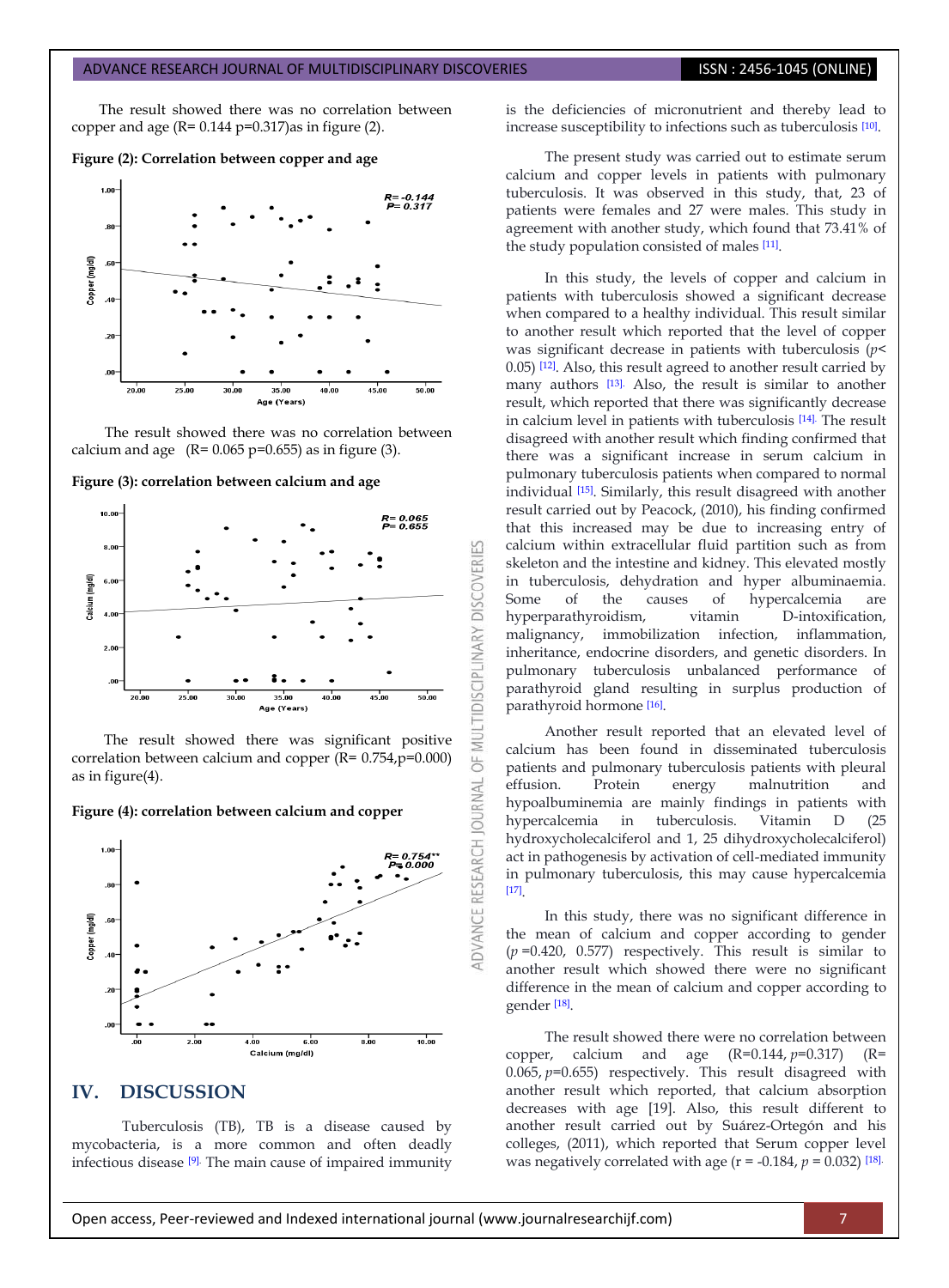The result showed there was no correlation between copper and age (R= 0.144 p=0.317)as in figure (2).

**Figure (2): Correlation between copper and age**

The result showed there was no correlation between calcium and age (R= 0.065 p=0.655) as in figure (3).

**Figure (3): correlation between calcium and age**

The result showed there was significant positive correlation between calcium and copper (R= 0.754,p=0.000) as in figure(4).

**Figure (4): correlation between calcium and copper**

## IV. DISCUSSION

Tuberculosis (TB), TB is a disease caused by mycobacteria, is a more common and often deadly infectious disease [9]. The main cause of impaired immunity is the deficiencies of micronutrient and thereby lead to increase susceptibility to infections such as tuberculosis [10].

The present study was carried out to estimate serum calcium and copper levels in patients with pulmonary tuberculosis. It was observed in this study, that, 23 of patients were females and 27 were males. This study in agreement with another study, which found that 73.41% of the study population consisted of males [11].

In this study, the levels of copper and calcium in patients with tuberculosis showed a significant decrease when compared to a healthy individual. This result similar to another result which reported that the level of copper was significant decrease in patients with tuberculosis ($p$< 0.05) [12]. Also, this result agreed to another result carried by many authors [13]. Also, the result is similar to another result, which reported that there was significantly decrease in calcium level in patients with tuberculosis [14]. The result disagreed with another result which finding confirmed that there was a significant increase in serum calcium in pulmonary tuberculosis patients when compared to normal individual [15]. Similarly, this result disagreed with another result carried out by Peacock, (2010), his finding confirmed that this increased may be due to increasing entry of calcium within extracellular fluid partition such as from skeleton and the intestine and kidney. This elevated mostly in tuberculosis, dehydration and hyper albuminaemia. Some of the causes of hypercalcemia are hyperparathyroidism, vitamin D-intoxification, malignancy, immobilization infection, inflammation, inheritance, endocrine disorders, and genetic disorders. In pulmonary tuberculosis unbalanced performance of parathyroid gland resulting in surplus production of parathyroid hormone [16].

Another result reported that an elevated level of calcium has been found in disseminated tuberculosis patients and pulmonary tuberculosis patients with pleural effusion. Protein energy malnutrition and hypoalbuminemia are mainly findings in patients with hypercalcemia in tuberculosis. Vitamin D (25 hydroxycholecalciferol and 1, 25 dihydroxycholecalciferol) act in pathogenesis by activation of cell-mediated immunity in pulmonary tuberculosis, this may cause hypercalcemia [17].

In this study, there was no significant difference in the mean of calcium and copper according to gender ($p$ =0.420, 0.577) respectively. This result is similar to another result which showed there were no significant difference in the mean of calcium and copper according to gender [18].

The result showed there were no correlation between copper, calcium and age (R=0.144, $p$=0.317) (R= 0.065, $p$=0.655) respectively. This result disagreed with another result which reported, that calcium absorption decreases with age [19]. Also, this result different to another result carried out by Suárez-Ortegón and his colleges, (2011), which reported that Serum copper level was negatively correlated with age (r = -0.184, $p$ = 0.032) [18].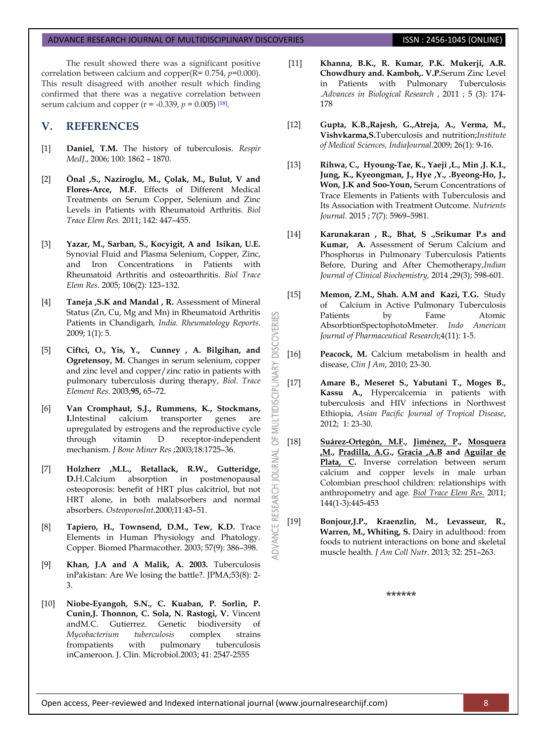The result showed there was a significant positive correlation between calcium and copper($R= 0.754$, $p=0.000$). This result disagreed with another result which finding confirmed that there was a negative correlation between serum calcium and copper ($r = -0.339$, $p = 0.005$) [18].

## V. REFERENCES

[1] **Daniel, T.M.** The history of tuberculosis. *Respir MedJ.*, 2006; 100: 1862 – 1870.

[2] **Önal ,S., Naziroglu, M., Çolak, M., Bulut, V and Flores-Arce, M.F.** Effects of Different Medical Treatments on Serum Copper, Selenium and Zinc Levels in Patients with Rheumatoid Arthritis. *Biol Trace Elem Res.* 2011; 142: 447–455.

[3] **Yazar, M., Sarban, S., Kocyigit, A and Isikan, U.E.** Synovial Fluid and Plasma Selenium, Copper, Zinc, and Iron Concentrations in Patients with Rheumatoid Arthritis and osteoarthritis. *Biol Trace Elem Res.* 2005; 106(2): 123–132.

[4] **Taneja ,S.K and Mandal , R.** Assessment of Mineral Status (Zn, Cu, Mg and Mn) in Rheumatoid Arthritis Patients in Chandigarh*, India. Rheumatology Reports.* 2009; 1(1): 5.

[5] **Ciftci, O., Yis, Y., Cunney , A. Bilgihan, and Ogretensoy, M.** Changes in serum selenium, copper and zinc level and copper/zinc ratio in patients with pulmonary tuberculosis during therapy, *Biol. Trace Element Res.* 2003;**95,** 65–72.

[6] **Van Cromphaut, S.J., Rummens, K., Stockmans, I.**Intestinal calcium transporter genes are upregulated by estrogens and the reproductive cycle through vitamin D receptor-independent mechanism. *J Bone Miner Res* ;2003;18:1725–36.

[7] **Holzherr ,M.L., Retallack, R.W., Gutteridge, D.**H.Calcium absorption in postmenopausal osteoporosis: benefit of HRT plus calcitriol, but not HRT alone, in both malabsorbers and normal absorbers. *OsteoporosInt.*2000;11:43–51.

[8] **Tapiero, H., Townsend, D.M., Tew, K.D.** Trace Elements in Human Physiology and Phatology. Copper. Biomed Pharmacother. 2003; 57(9): 386–398.

[9] **Khan, J.A and A Malik, A. 2003.** Tuberculosis inPakistan: Are We losing the battle?. JPMA;53(8): 2-3.

[10] **Niobe-Eyangoh, S.N., C. Kuaban, P. Sorlin, P. Cunin,J. Thonnon, C. Sola, N. Rastogi, V.** Vincent andM.C. Gutierrez. Genetic biodiversity of *Mycobacterium tuberculosis* complex strains frompatients with pulmonary tuberculosis inCameroon. J. Clin. Microbiol.2003; 41: 2547-2555

[11] **Khanna, B.K., R. Kumar, P.K. Mukerji, A.R. Chowdhury and. Kamboh,. V.P.**Serum Zinc Level in Patients with Pulmonary Tuberculosis .*Advances in Biological Research* , 2011 ; 5 (3): 174-178

[12] **Gupta, K.B.,Rajesh, G.,Atreja, A., Verma, M., Vishvkarma,S.**Tuberculosis and nutrition;*Institute of Medical Sciences, IndiaJournal*.2009; 26(1): 9-16.

[13] **Rihwa, C., Hyoung-Tae, K., Yaeji ,L., Min ,J. K.I., Jung, K., Kyeongman, J., Hye ,Y., .Byeong-Ho, J., Won, J.K and Soo-Youn,** Serum Concentrations of Trace Elements in Patients with Tuberculosis and Its Association with Treatment Outcome. *Nutrients Journal.* 2015 ; 7(7): 5969–5981.

[14] **Karunakaran , R., Bhat, S .,Srikumar P.s and Kumar, A.** Assessment of Serum Calcium and Phosphorus in Pulmonary Tuberculosis Patients Before, During and After Chemotherapy*,Indian Journal of Clinical Biochemistry,* 2014 ;29(3); 598-601.

[15] **Memon, Z.M., Shah. A.M and Kazi, T.G.** Study of Calcium in Active Pulmonary Tuberculosis Patients by Fame Atomic AbsorbtionSpectophotoMmeter. *Indo American Journal of Pharmaceutical Research*;4(11): 1-5.

[16] **Peacock, M.** Calcium metabolism in health and disease, *Clin J Am*, 2010; 23-30.

[17] **Amare B., Meseret S., Yabutani T., Moges B., Kassu A.,** Hypercalcemia in patients with tuberculosis and HIV infections in Northwest Ethiopia, *Asian Pacific Journal of Tropical Disease*, 2012; 1: 23-30.

[18] **Suárez-Ortegón, M.F., Jiménez, P., Mosquera ,M., Pradilla, A.G., Gracia ,A.B and Aguilar de Plata, C.** Inverse correlation between serum calcium and copper levels in male urban Colombian preschool children: relationships with anthropometry and age. *Biol Trace Elem Res.* 2011; 144(1-3):445-453

[19] **Bonjour,J.P., Kraenzlin, M., Levasseur, R., Warren, M., Whiting, S.** Dairy in adulthood: from foods to nutrient interactions on bone and skeletal muscle health. *J Am Coll Nutr*. 2013; 32: 251–263.

******